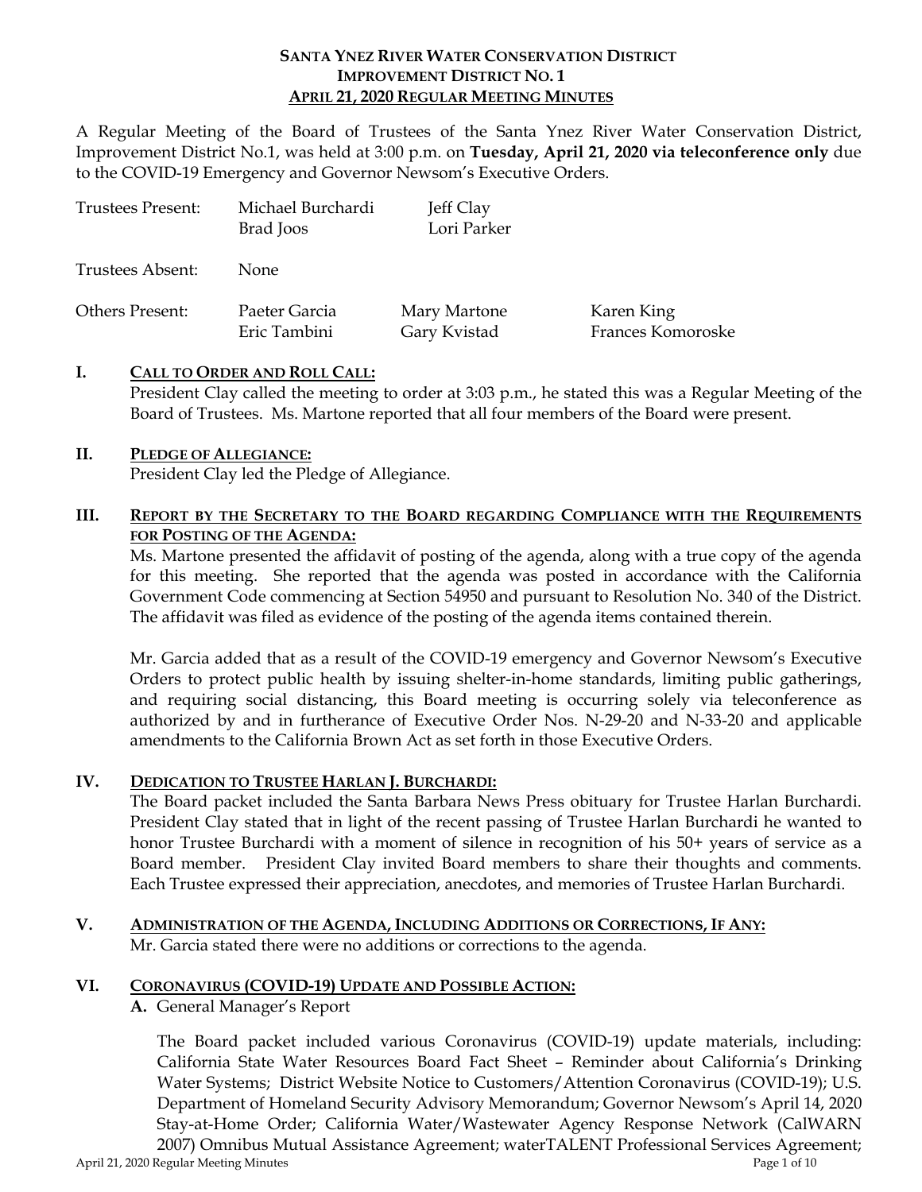# SANTA YNEZ RIVER WATER CONSERVATION DISTRICT
## IMPROVEMENT DISTRICT NO. 1
## APRIL 21, 2020 REGULAR MEETING MINUTES

A Regular Meeting of the Board of Trustees of the Santa Ynez River Water Conservation District, Improvement District No.1, was held at 3:00 p.m. on **Tuesday, April 21, 2020 via teleconference only** due to the COVID-19 Emergency and Governor Newsom's Executive Orders.

| Trustees Present: | Michael Burchardi | Jeff Clay | |
|---|---|---|---|
| | Brad Joos | Lori Parker | |
| Trustees Absent: | None | | |
| Others Present: | Paeter Garcia | Mary Martone | Karen King |
| | Eric Tambini | Gary Kvistad | Frances Komoroske |

### I. CALL TO ORDER AND ROLL CALL:

President Clay called the meeting to order at 3:03 p.m., he stated this was a Regular Meeting of the Board of Trustees. Ms. Martone reported that all four members of the Board were present.

### II. PLEDGE OF ALLEGIANCE:

President Clay led the Pledge of Allegiance.

### III. REPORT BY THE SECRETARY TO THE BOARD REGARDING COMPLIANCE WITH THE REQUIREMENTS FOR POSTING OF THE AGENDA:

Ms. Martone presented the affidavit of posting of the agenda, along with a true copy of the agenda for this meeting. She reported that the agenda was posted in accordance with the California Government Code commencing at Section 54950 and pursuant to Resolution No. 340 of the District. The affidavit was filed as evidence of the posting of the agenda items contained therein.

Mr. Garcia added that as a result of the COVID-19 emergency and Governor Newsom's Executive Orders to protect public health by issuing shelter-in-home standards, limiting public gatherings, and requiring social distancing, this Board meeting is occurring solely via teleconference as authorized by and in furtherance of Executive Order Nos. N-29-20 and N-33-20 and applicable amendments to the California Brown Act as set forth in those Executive Orders.

### IV. DEDICATION TO TRUSTEE HARLAN J. BURCHARDI:

The Board packet included the Santa Barbara News Press obituary for Trustee Harlan Burchardi. President Clay stated that in light of the recent passing of Trustee Harlan Burchardi he wanted to honor Trustee Burchardi with a moment of silence in recognition of his 50+ years of service as a Board member. President Clay invited Board members to share their thoughts and comments. Each Trustee expressed their appreciation, anecdotes, and memories of Trustee Harlan Burchardi.

### V. ADMINISTRATION OF THE AGENDA, INCLUDING ADDITIONS OR CORRECTIONS, IF ANY:

Mr. Garcia stated there were no additions or corrections to the agenda.

### VI. CORONAVIRUS (COVID-19) UPDATE AND POSSIBLE ACTION:

**A.** General Manager's Report

The Board packet included various Coronavirus (COVID-19) update materials, including: California State Water Resources Board Fact Sheet – Reminder about California's Drinking Water Systems; District Website Notice to Customers/Attention Coronavirus (COVID-19); U.S. Department of Homeland Security Advisory Memorandum; Governor Newsom's April 14, 2020 Stay-at-Home Order; California Water/Wastewater Agency Response Network (CalWARN 2007) Omnibus Mutual Assistance Agreement; waterTALENT Professional Services Agreement;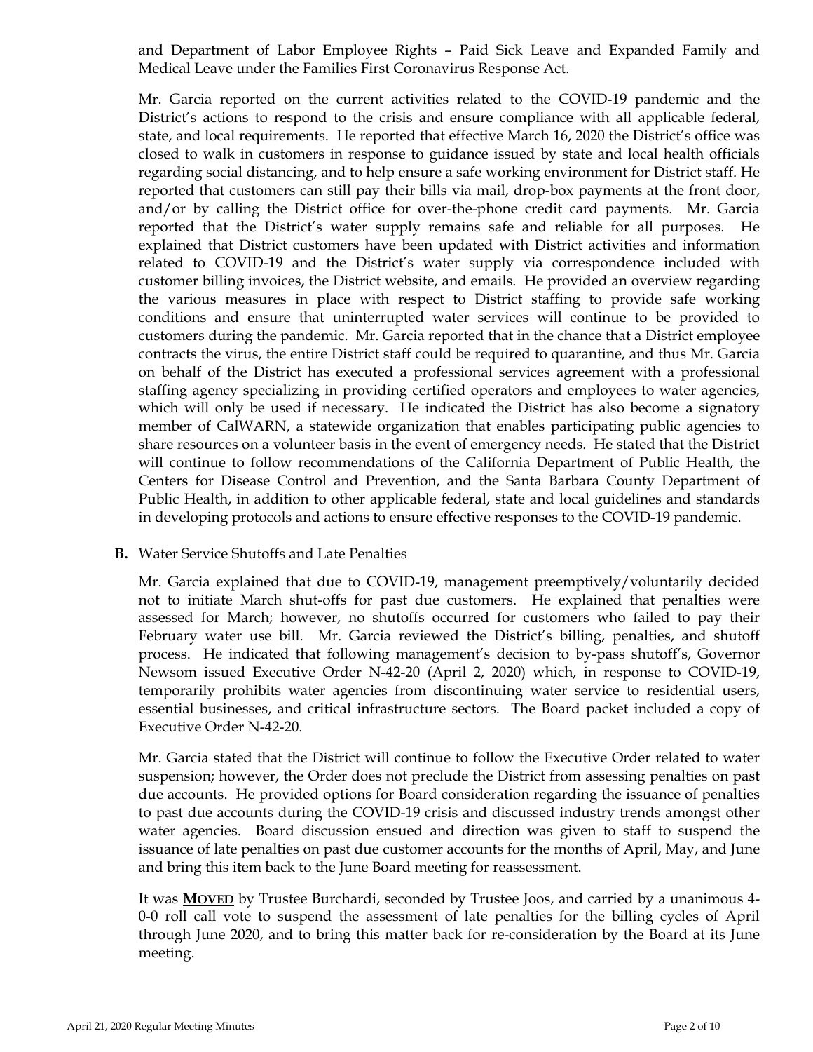and Department of Labor Employee Rights – Paid Sick Leave and Expanded Family and Medical Leave under the Families First Coronavirus Response Act.

Mr. Garcia reported on the current activities related to the COVID-19 pandemic and the District's actions to respond to the crisis and ensure compliance with all applicable federal, state, and local requirements. He reported that effective March 16, 2020 the District's office was closed to walk in customers in response to guidance issued by state and local health officials regarding social distancing, and to help ensure a safe working environment for District staff. He reported that customers can still pay their bills via mail, drop-box payments at the front door, and/or by calling the District office for over-the-phone credit card payments. Mr. Garcia reported that the District's water supply remains safe and reliable for all purposes. He explained that District customers have been updated with District activities and information related to COVID-19 and the District's water supply via correspondence included with customer billing invoices, the District website, and emails. He provided an overview regarding the various measures in place with respect to District staffing to provide safe working conditions and ensure that uninterrupted water services will continue to be provided to customers during the pandemic. Mr. Garcia reported that in the chance that a District employee contracts the virus, the entire District staff could be required to quarantine, and thus Mr. Garcia on behalf of the District has executed a professional services agreement with a professional staffing agency specializing in providing certified operators and employees to water agencies, which will only be used if necessary. He indicated the District has also become a signatory member of CalWARN, a statewide organization that enables participating public agencies to share resources on a volunteer basis in the event of emergency needs. He stated that the District will continue to follow recommendations of the California Department of Public Health, the Centers for Disease Control and Prevention, and the Santa Barbara County Department of Public Health, in addition to other applicable federal, state and local guidelines and standards in developing protocols and actions to ensure effective responses to the COVID-19 pandemic.

**B.** Water Service Shutoffs and Late Penalties

Mr. Garcia explained that due to COVID-19, management preemptively/voluntarily decided not to initiate March shut-offs for past due customers. He explained that penalties were assessed for March; however, no shutoffs occurred for customers who failed to pay their February water use bill. Mr. Garcia reviewed the District's billing, penalties, and shutoff process. He indicated that following management's decision to by-pass shutoff's, Governor Newsom issued Executive Order N-42-20 (April 2, 2020) which, in response to COVID-19, temporarily prohibits water agencies from discontinuing water service to residential users, essential businesses, and critical infrastructure sectors. The Board packet included a copy of Executive Order N-42-20.

Mr. Garcia stated that the District will continue to follow the Executive Order related to water suspension; however, the Order does not preclude the District from assessing penalties on past due accounts. He provided options for Board consideration regarding the issuance of penalties to past due accounts during the COVID-19 crisis and discussed industry trends amongst other water agencies. Board discussion ensued and direction was given to staff to suspend the issuance of late penalties on past due customer accounts for the months of April, May, and June and bring this item back to the June Board meeting for reassessment.

It was **MOVED** by Trustee Burchardi, seconded by Trustee Joos, and carried by a unanimous 4-0-0 roll call vote to suspend the assessment of late penalties for the billing cycles of April through June 2020, and to bring this matter back for re-consideration by the Board at its June meeting.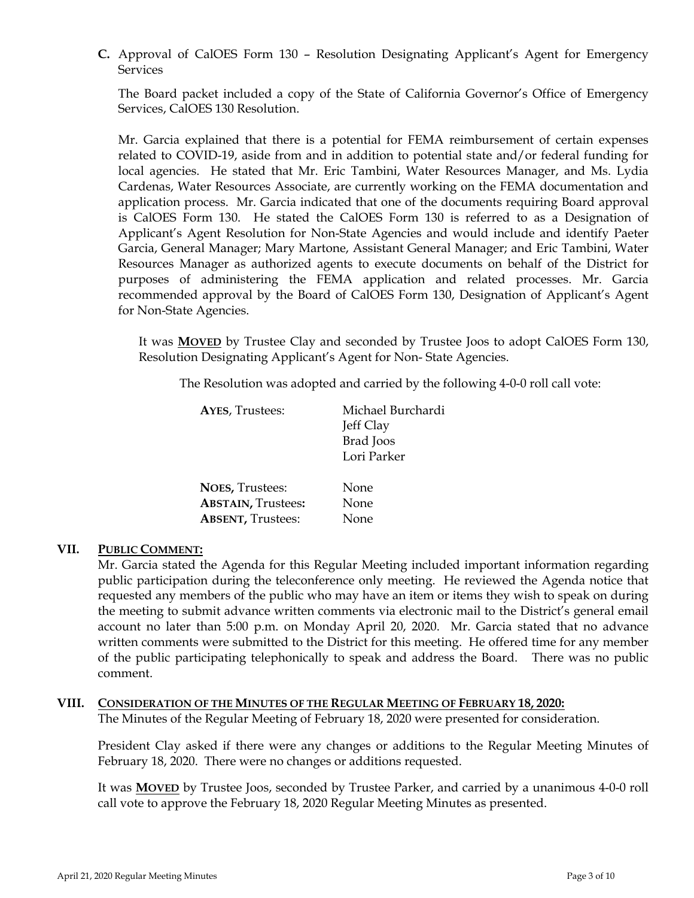**C.** Approval of CalOES Form 130 – Resolution Designating Applicant's Agent for Emergency Services

The Board packet included a copy of the State of California Governor's Office of Emergency Services, CalOES 130 Resolution.

Mr. Garcia explained that there is a potential for FEMA reimbursement of certain expenses related to COVID-19, aside from and in addition to potential state and/or federal funding for local agencies. He stated that Mr. Eric Tambini, Water Resources Manager, and Ms. Lydia Cardenas, Water Resources Associate, are currently working on the FEMA documentation and application process. Mr. Garcia indicated that one of the documents requiring Board approval is CalOES Form 130. He stated the CalOES Form 130 is referred to as a Designation of Applicant's Agent Resolution for Non-State Agencies and would include and identify Paeter Garcia, General Manager; Mary Martone, Assistant General Manager; and Eric Tambini, Water Resources Manager as authorized agents to execute documents on behalf of the District for purposes of administering the FEMA application and related processes. Mr. Garcia recommended approval by the Board of CalOES Form 130, Designation of Applicant's Agent for Non-State Agencies.

It was **MOVED** by Trustee Clay and seconded by Trustee Joos to adopt CalOES Form 130, Resolution Designating Applicant's Agent for Non- State Agencies.

The Resolution was adopted and carried by the following 4-0-0 roll call vote:

| | |
|---|---|
| **AYES**, Trustees: | Michael Burchardi<br>Jeff Clay<br>Brad Joos<br>Lori Parker |
| **NOES,** Trustees: | None |
| **ABSTAIN,** Trustees**:** | None |
| **ABSENT,** Trustees: | None |

## VII. PUBLIC COMMENT:

Mr. Garcia stated the Agenda for this Regular Meeting included important information regarding public participation during the teleconference only meeting. He reviewed the Agenda notice that requested any members of the public who may have an item or items they wish to speak on during the meeting to submit advance written comments via electronic mail to the District's general email account no later than 5:00 p.m. on Monday April 20, 2020. Mr. Garcia stated that no advance written comments were submitted to the District for this meeting. He offered time for any member of the public participating telephonically to speak and address the Board. There was no public comment.

## VIII. CONSIDERATION OF THE MINUTES OF THE REGULAR MEETING OF FEBRUARY 18, 2020:

The Minutes of the Regular Meeting of February 18, 2020 were presented for consideration.

President Clay asked if there were any changes or additions to the Regular Meeting Minutes of February 18, 2020. There were no changes or additions requested.

It was **MOVED** by Trustee Joos, seconded by Trustee Parker, and carried by a unanimous 4-0-0 roll call vote to approve the February 18, 2020 Regular Meeting Minutes as presented.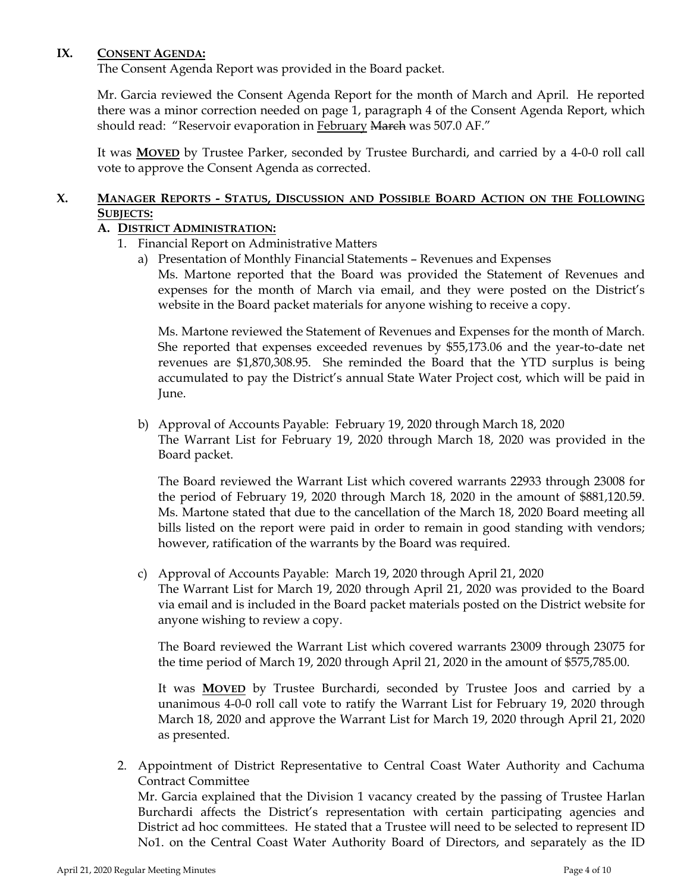## IX. CONSENT AGENDA:

The Consent Agenda Report was provided in the Board packet.

Mr. Garcia reviewed the Consent Agenda Report for the month of March and April. He reported there was a minor correction needed on page 1, paragraph 4 of the Consent Agenda Report, which should read: "Reservoir evaporation in February ~~March~~ was 507.0 AF."

It was **MOVED** by Trustee Parker, seconded by Trustee Burchardi, and carried by a 4-0-0 roll call vote to approve the Consent Agenda as corrected.

## X. MANAGER REPORTS - STATUS, DISCUSSION AND POSSIBLE BOARD ACTION ON THE FOLLOWING SUBJECTS:

### A. DISTRICT ADMINISTRATION:

1. Financial Report on Administrative Matters

   a) Presentation of Monthly Financial Statements – Revenues and Expenses

      Ms. Martone reported that the Board was provided the Statement of Revenues and expenses for the month of March via email, and they were posted on the District's website in the Board packet materials for anyone wishing to receive a copy.

      Ms. Martone reviewed the Statement of Revenues and Expenses for the month of March. She reported that expenses exceeded revenues by $55,173.06 and the year-to-date net revenues are $1,870,308.95. She reminded the Board that the YTD surplus is being accumulated to pay the District's annual State Water Project cost, which will be paid in June.

   b) Approval of Accounts Payable: February 19, 2020 through March 18, 2020

      The Warrant List for February 19, 2020 through March 18, 2020 was provided in the Board packet.

      The Board reviewed the Warrant List which covered warrants 22933 through 23008 for the period of February 19, 2020 through March 18, 2020 in the amount of $881,120.59. Ms. Martone stated that due to the cancellation of the March 18, 2020 Board meeting all bills listed on the report were paid in order to remain in good standing with vendors; however, ratification of the warrants by the Board was required.

   c) Approval of Accounts Payable: March 19, 2020 through April 21, 2020

      The Warrant List for March 19, 2020 through April 21, 2020 was provided to the Board via email and is included in the Board packet materials posted on the District website for anyone wishing to review a copy.

      The Board reviewed the Warrant List which covered warrants 23009 through 23075 for the time period of March 19, 2020 through April 21, 2020 in the amount of $575,785.00.

      It was **MOVED** by Trustee Burchardi, seconded by Trustee Joos and carried by a unanimous 4-0-0 roll call vote to ratify the Warrant List for February 19, 2020 through March 18, 2020 and approve the Warrant List for March 19, 2020 through April 21, 2020 as presented.

2. Appointment of District Representative to Central Coast Water Authority and Cachuma Contract Committee

   Mr. Garcia explained that the Division 1 vacancy created by the passing of Trustee Harlan Burchardi affects the District's representation with certain participating agencies and District ad hoc committees. He stated that a Trustee will need to be selected to represent ID No1. on the Central Coast Water Authority Board of Directors, and separately as the ID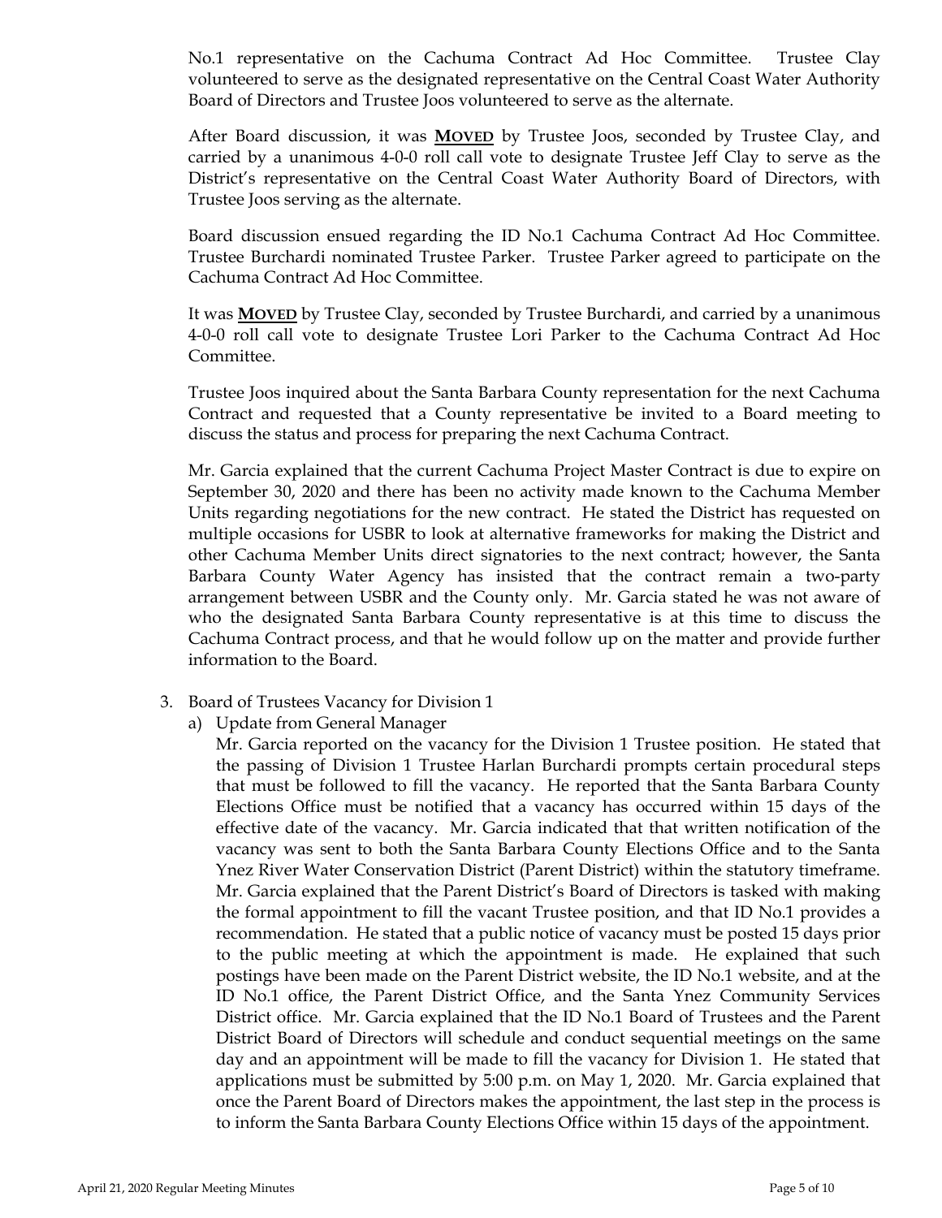No.1 representative on the Cachuma Contract Ad Hoc Committee. Trustee Clay volunteered to serve as the designated representative on the Central Coast Water Authority Board of Directors and Trustee Joos volunteered to serve as the alternate.

After Board discussion, it was **MOVED** by Trustee Joos, seconded by Trustee Clay, and carried by a unanimous 4-0-0 roll call vote to designate Trustee Jeff Clay to serve as the District's representative on the Central Coast Water Authority Board of Directors, with Trustee Joos serving as the alternate.

Board discussion ensued regarding the ID No.1 Cachuma Contract Ad Hoc Committee. Trustee Burchardi nominated Trustee Parker. Trustee Parker agreed to participate on the Cachuma Contract Ad Hoc Committee.

It was **MOVED** by Trustee Clay, seconded by Trustee Burchardi, and carried by a unanimous 4-0-0 roll call vote to designate Trustee Lori Parker to the Cachuma Contract Ad Hoc Committee.

Trustee Joos inquired about the Santa Barbara County representation for the next Cachuma Contract and requested that a County representative be invited to a Board meeting to discuss the status and process for preparing the next Cachuma Contract.

Mr. Garcia explained that the current Cachuma Project Master Contract is due to expire on September 30, 2020 and there has been no activity made known to the Cachuma Member Units regarding negotiations for the new contract. He stated the District has requested on multiple occasions for USBR to look at alternative frameworks for making the District and other Cachuma Member Units direct signatories to the next contract; however, the Santa Barbara County Water Agency has insisted that the contract remain a two-party arrangement between USBR and the County only. Mr. Garcia stated he was not aware of who the designated Santa Barbara County representative is at this time to discuss the Cachuma Contract process, and that he would follow up on the matter and provide further information to the Board.

3. Board of Trustees Vacancy for Division 1
   a) Update from General Manager

   Mr. Garcia reported on the vacancy for the Division 1 Trustee position. He stated that the passing of Division 1 Trustee Harlan Burchardi prompts certain procedural steps that must be followed to fill the vacancy. He reported that the Santa Barbara County Elections Office must be notified that a vacancy has occurred within 15 days of the effective date of the vacancy. Mr. Garcia indicated that that written notification of the vacancy was sent to both the Santa Barbara County Elections Office and to the Santa Ynez River Water Conservation District (Parent District) within the statutory timeframe. Mr. Garcia explained that the Parent District's Board of Directors is tasked with making the formal appointment to fill the vacant Trustee position, and that ID No.1 provides a recommendation. He stated that a public notice of vacancy must be posted 15 days prior to the public meeting at which the appointment is made. He explained that such postings have been made on the Parent District website, the ID No.1 website, and at the ID No.1 office, the Parent District Office, and the Santa Ynez Community Services District office. Mr. Garcia explained that the ID No.1 Board of Trustees and the Parent District Board of Directors will schedule and conduct sequential meetings on the same day and an appointment will be made to fill the vacancy for Division 1. He stated that applications must be submitted by 5:00 p.m. on May 1, 2020. Mr. Garcia explained that once the Parent Board of Directors makes the appointment, the last step in the process is to inform the Santa Barbara County Elections Office within 15 days of the appointment.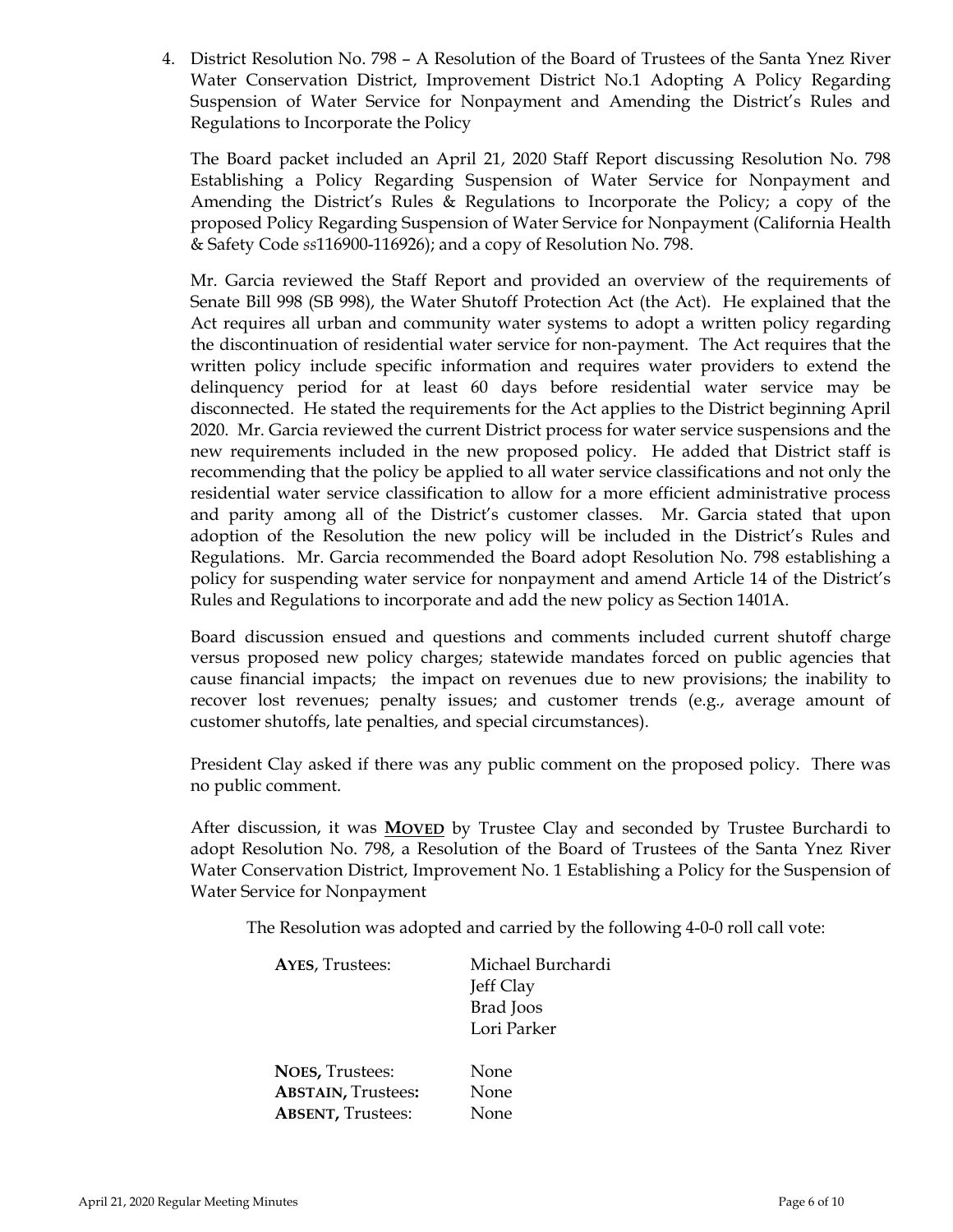4. District Resolution No. 798 – A Resolution of the Board of Trustees of the Santa Ynez River Water Conservation District, Improvement District No.1 Adopting A Policy Regarding Suspension of Water Service for Nonpayment and Amending the District's Rules and Regulations to Incorporate the Policy

   The Board packet included an April 21, 2020 Staff Report discussing Resolution No. 798 Establishing a Policy Regarding Suspension of Water Service for Nonpayment and Amending the District's Rules & Regulations to Incorporate the Policy; a copy of the proposed Policy Regarding Suspension of Water Service for Nonpayment (California Health & Safety Code *ss*116900-116926); and a copy of Resolution No. 798.

   Mr. Garcia reviewed the Staff Report and provided an overview of the requirements of Senate Bill 998 (SB 998), the Water Shutoff Protection Act (the Act). He explained that the Act requires all urban and community water systems to adopt a written policy regarding the discontinuation of residential water service for non-payment. The Act requires that the written policy include specific information and requires water providers to extend the delinquency period for at least 60 days before residential water service may be disconnected. He stated the requirements for the Act applies to the District beginning April 2020. Mr. Garcia reviewed the current District process for water service suspensions and the new requirements included in the new proposed policy. He added that District staff is recommending that the policy be applied to all water service classifications and not only the residential water service classification to allow for a more efficient administrative process and parity among all of the District's customer classes. Mr. Garcia stated that upon adoption of the Resolution the new policy will be included in the District's Rules and Regulations. Mr. Garcia recommended the Board adopt Resolution No. 798 establishing a policy for suspending water service for nonpayment and amend Article 14 of the District's Rules and Regulations to incorporate and add the new policy as Section 1401A.

   Board discussion ensued and questions and comments included current shutoff charge versus proposed new policy charges; statewide mandates forced on public agencies that cause financial impacts; the impact on revenues due to new provisions; the inability to recover lost revenues; penalty issues; and customer trends (e.g., average amount of customer shutoffs, late penalties, and special circumstances).

   President Clay asked if there was any public comment on the proposed policy. There was no public comment.

   After discussion, it was **MOVED** by Trustee Clay and seconded by Trustee Burchardi to adopt Resolution No. 798, a Resolution of the Board of Trustees of the Santa Ynez River Water Conservation District, Improvement No. 1 Establishing a Policy for the Suspension of Water Service for Nonpayment

   The Resolution was adopted and carried by the following 4-0-0 roll call vote:

   | | |
   |---|---|
   | **AYES**, Trustees: | Michael Burchardi<br>Jeff Clay<br>Brad Joos<br>Lori Parker |
   | **NOES,** Trustees: | None |
   | **ABSTAIN,** Trustees**:** | None |
   | **ABSENT,** Trustees: | None |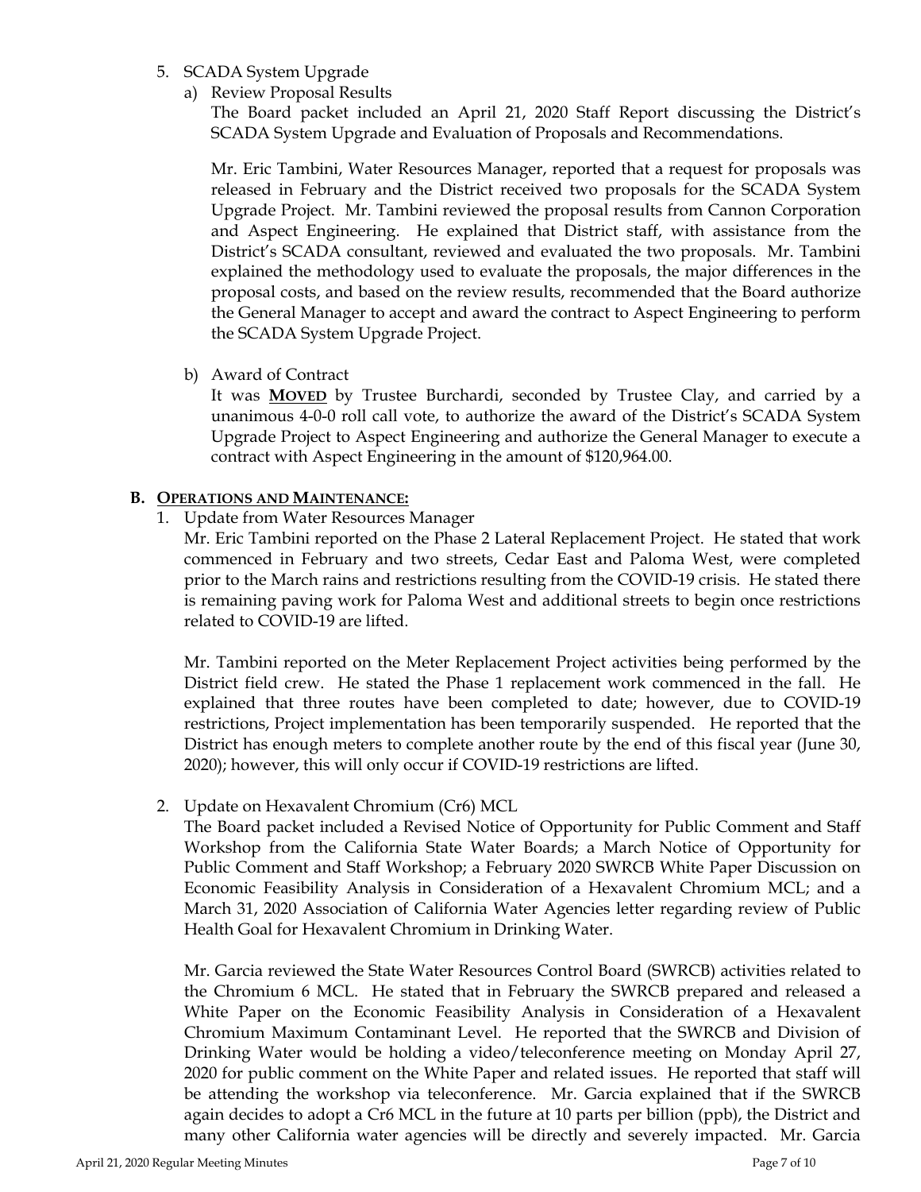5. SCADA System Upgrade

   a) Review Proposal Results

      The Board packet included an April 21, 2020 Staff Report discussing the District's SCADA System Upgrade and Evaluation of Proposals and Recommendations.

      Mr. Eric Tambini, Water Resources Manager, reported that a request for proposals was released in February and the District received two proposals for the SCADA System Upgrade Project. Mr. Tambini reviewed the proposal results from Cannon Corporation and Aspect Engineering. He explained that District staff, with assistance from the District's SCADA consultant, reviewed and evaluated the two proposals. Mr. Tambini explained the methodology used to evaluate the proposals, the major differences in the proposal costs, and based on the review results, recommended that the Board authorize the General Manager to accept and award the contract to Aspect Engineering to perform the SCADA System Upgrade Project.

   b) Award of Contract

      It was **<u>MOVED</u>** by Trustee Burchardi, seconded by Trustee Clay, and carried by a unanimous 4-0-0 roll call vote, to authorize the award of the District's SCADA System Upgrade Project to Aspect Engineering and authorize the General Manager to execute a contract with Aspect Engineering in the amount of $120,964.00.

**B. <u>OPERATIONS AND MAINTENANCE:</u>**

1. Update from Water Resources Manager

   Mr. Eric Tambini reported on the Phase 2 Lateral Replacement Project. He stated that work commenced in February and two streets, Cedar East and Paloma West, were completed prior to the March rains and restrictions resulting from the COVID-19 crisis. He stated there is remaining paving work for Paloma West and additional streets to begin once restrictions related to COVID-19 are lifted.

   Mr. Tambini reported on the Meter Replacement Project activities being performed by the District field crew. He stated the Phase 1 replacement work commenced in the fall. He explained that three routes have been completed to date; however, due to COVID-19 restrictions, Project implementation has been temporarily suspended. He reported that the District has enough meters to complete another route by the end of this fiscal year (June 30, 2020); however, this will only occur if COVID-19 restrictions are lifted.

2. Update on Hexavalent Chromium (Cr6) MCL

   The Board packet included a Revised Notice of Opportunity for Public Comment and Staff Workshop from the California State Water Boards; a March Notice of Opportunity for Public Comment and Staff Workshop; a February 2020 SWRCB White Paper Discussion on Economic Feasibility Analysis in Consideration of a Hexavalent Chromium MCL; and a March 31, 2020 Association of California Water Agencies letter regarding review of Public Health Goal for Hexavalent Chromium in Drinking Water.

   Mr. Garcia reviewed the State Water Resources Control Board (SWRCB) activities related to the Chromium 6 MCL. He stated that in February the SWRCB prepared and released a White Paper on the Economic Feasibility Analysis in Consideration of a Hexavalent Chromium Maximum Contaminant Level. He reported that the SWRCB and Division of Drinking Water would be holding a video/teleconference meeting on Monday April 27, 2020 for public comment on the White Paper and related issues. He reported that staff will be attending the workshop via teleconference. Mr. Garcia explained that if the SWRCB again decides to adopt a Cr6 MCL in the future at 10 parts per billion (ppb), the District and many other California water agencies will be directly and severely impacted. Mr. Garcia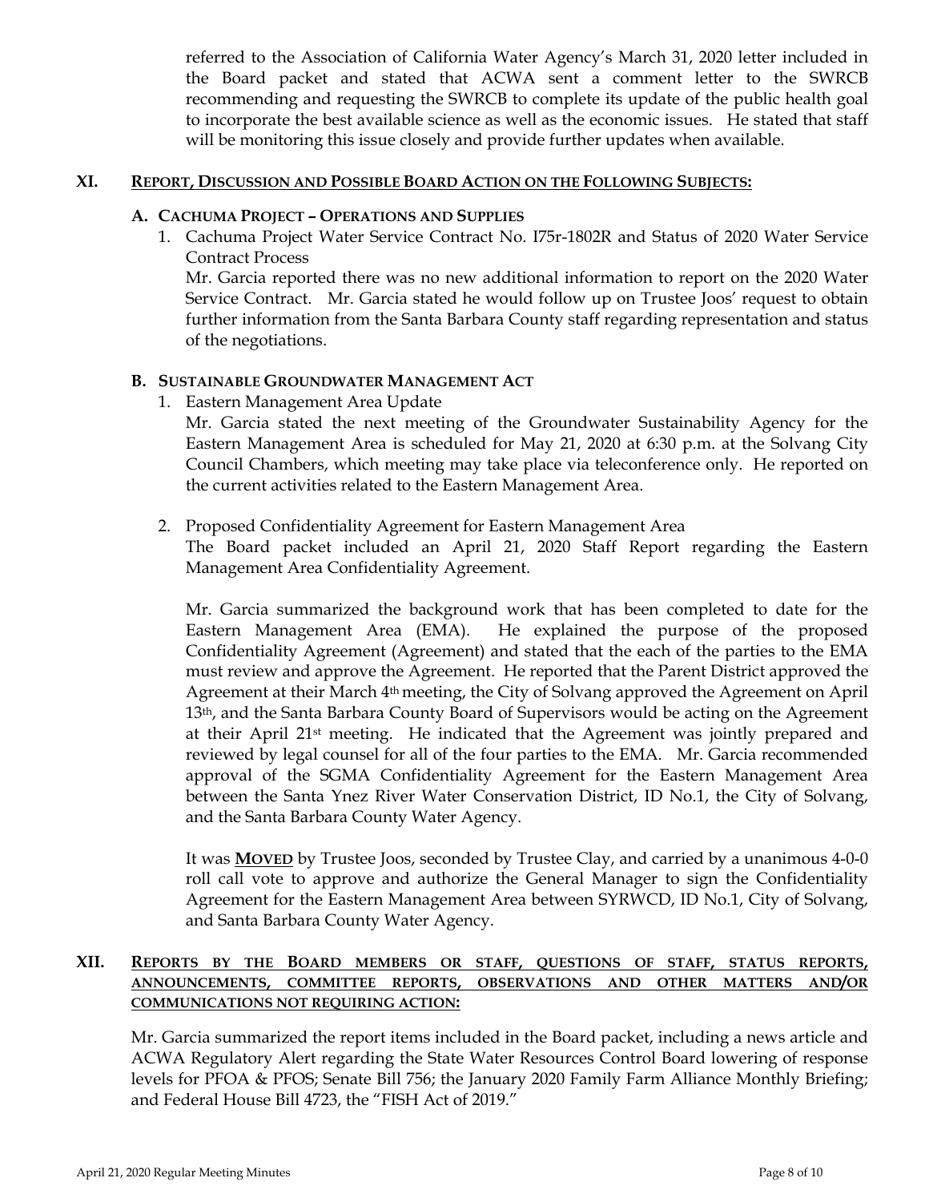referred to the Association of California Water Agency's March 31, 2020 letter included in the Board packet and stated that ACWA sent a comment letter to the SWRCB recommending and requesting the SWRCB to complete its update of the public health goal to incorporate the best available science as well as the economic issues. He stated that staff will be monitoring this issue closely and provide further updates when available.

## XI. REPORT, DISCUSSION AND POSSIBLE BOARD ACTION ON THE FOLLOWING SUBJECTS:

### A. CACHUMA PROJECT – OPERATIONS AND SUPPLIES

1. Cachuma Project Water Service Contract No. I75r-1802R and Status of 2020 Water Service Contract Process

   Mr. Garcia reported there was no new additional information to report on the 2020 Water Service Contract. Mr. Garcia stated he would follow up on Trustee Joos' request to obtain further information from the Santa Barbara County staff regarding representation and status of the negotiations.

### B. SUSTAINABLE GROUNDWATER MANAGEMENT ACT

1. Eastern Management Area Update

   Mr. Garcia stated the next meeting of the Groundwater Sustainability Agency for the Eastern Management Area is scheduled for May 21, 2020 at 6:30 p.m. at the Solvang City Council Chambers, which meeting may take place via teleconference only. He reported on the current activities related to the Eastern Management Area.

2. Proposed Confidentiality Agreement for Eastern Management Area

   The Board packet included an April 21, 2020 Staff Report regarding the Eastern Management Area Confidentiality Agreement.

   Mr. Garcia summarized the background work that has been completed to date for the Eastern Management Area (EMA). He explained the purpose of the proposed Confidentiality Agreement (Agreement) and stated that the each of the parties to the EMA must review and approve the Agreement. He reported that the Parent District approved the Agreement at their March 4th meeting, the City of Solvang approved the Agreement on April 13th, and the Santa Barbara County Board of Supervisors would be acting on the Agreement at their April 21st meeting. He indicated that the Agreement was jointly prepared and reviewed by legal counsel for all of the four parties to the EMA. Mr. Garcia recommended approval of the SGMA Confidentiality Agreement for the Eastern Management Area between the Santa Ynez River Water Conservation District, ID No.1, the City of Solvang, and the Santa Barbara County Water Agency.

   It was **MOVED** by Trustee Joos, seconded by Trustee Clay, and carried by a unanimous 4-0-0 roll call vote to approve and authorize the General Manager to sign the Confidentiality Agreement for the Eastern Management Area between SYRWCD, ID No.1, City of Solvang, and Santa Barbara County Water Agency.

## XII. REPORTS BY THE BOARD MEMBERS OR STAFF, QUESTIONS OF STAFF, STATUS REPORTS, ANNOUNCEMENTS, COMMITTEE REPORTS, OBSERVATIONS AND OTHER MATTERS AND/OR COMMUNICATIONS NOT REQUIRING ACTION:

Mr. Garcia summarized the report items included in the Board packet, including a news article and ACWA Regulatory Alert regarding the State Water Resources Control Board lowering of response levels for PFOA & PFOS; Senate Bill 756; the January 2020 Family Farm Alliance Monthly Briefing; and Federal House Bill 4723, the "FISH Act of 2019."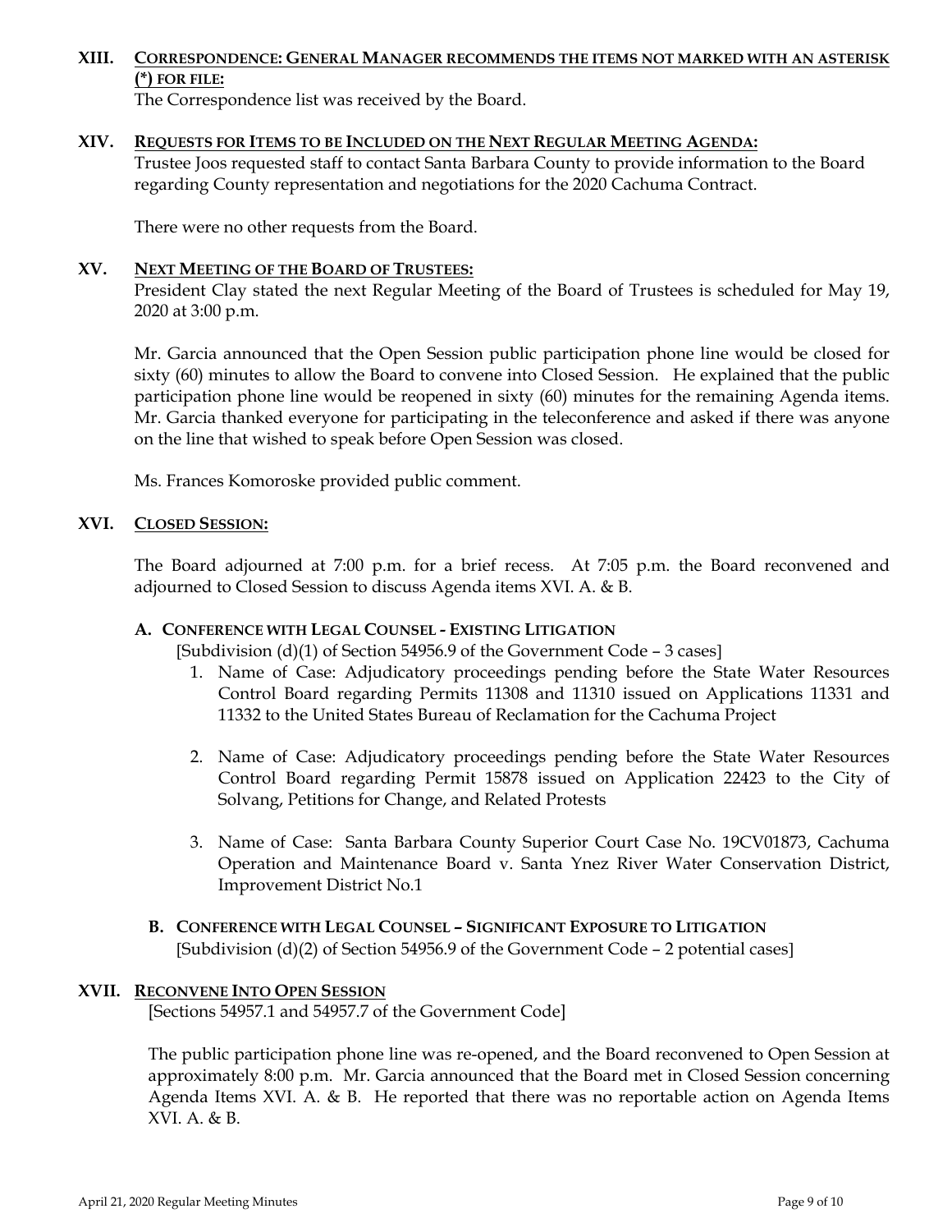## XIII. CORRESPONDENCE: GENERAL MANAGER RECOMMENDS THE ITEMS NOT MARKED WITH AN ASTERISK (*) FOR FILE:

The Correspondence list was received by the Board.

## XIV. REQUESTS FOR ITEMS TO BE INCLUDED ON THE NEXT REGULAR MEETING AGENDA:

Trustee Joos requested staff to contact Santa Barbara County to provide information to the Board regarding County representation and negotiations for the 2020 Cachuma Contract.

There were no other requests from the Board.

## XV. NEXT MEETING OF THE BOARD OF TRUSTEES:

President Clay stated the next Regular Meeting of the Board of Trustees is scheduled for May 19, 2020 at 3:00 p.m.

Mr. Garcia announced that the Open Session public participation phone line would be closed for sixty (60) minutes to allow the Board to convene into Closed Session. He explained that the public participation phone line would be reopened in sixty (60) minutes for the remaining Agenda items. Mr. Garcia thanked everyone for participating in the teleconference and asked if there was anyone on the line that wished to speak before Open Session was closed.

Ms. Frances Komoroske provided public comment.

## XVI. CLOSED SESSION:

The Board adjourned at 7:00 p.m. for a brief recess. At 7:05 p.m. the Board reconvened and adjourned to Closed Session to discuss Agenda items XVI. A. & B.

### A. CONFERENCE WITH LEGAL COUNSEL - EXISTING LITIGATION

[Subdivision (d)(1) of Section 54956.9 of the Government Code – 3 cases]

1. Name of Case: Adjudicatory proceedings pending before the State Water Resources Control Board regarding Permits 11308 and 11310 issued on Applications 11331 and 11332 to the United States Bureau of Reclamation for the Cachuma Project

2. Name of Case: Adjudicatory proceedings pending before the State Water Resources Control Board regarding Permit 15878 issued on Application 22423 to the City of Solvang, Petitions for Change, and Related Protests

3. Name of Case: Santa Barbara County Superior Court Case No. 19CV01873, Cachuma Operation and Maintenance Board v. Santa Ynez River Water Conservation District, Improvement District No.1

### B. CONFERENCE WITH LEGAL COUNSEL – SIGNIFICANT EXPOSURE TO LITIGATION

[Subdivision (d)(2) of Section 54956.9 of the Government Code – 2 potential cases]

## XVII. RECONVENE INTO OPEN SESSION

[Sections 54957.1 and 54957.7 of the Government Code]

The public participation phone line was re-opened, and the Board reconvened to Open Session at approximately 8:00 p.m. Mr. Garcia announced that the Board met in Closed Session concerning Agenda Items XVI. A. & B. He reported that there was no reportable action on Agenda Items XVI. A. & B.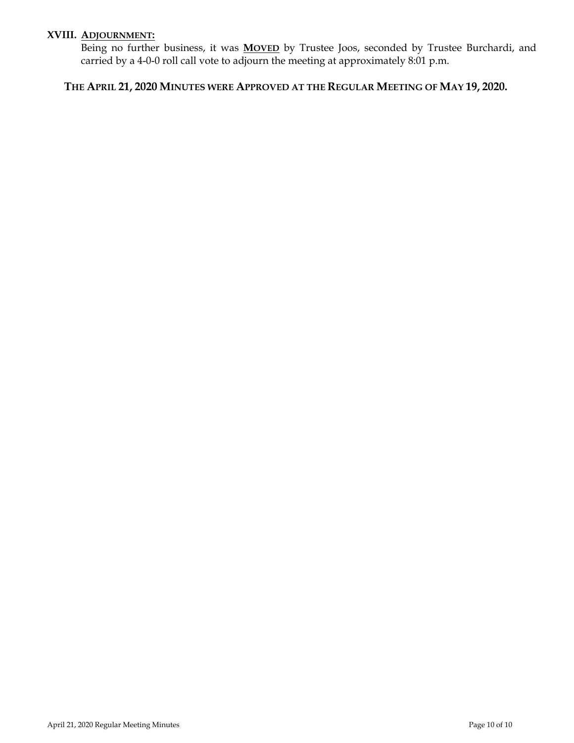### XVIII. <u>ADJOURNMENT:</u>

Being no further business, it was **<u>MOVED</u>** by Trustee Joos, seconded by Trustee Burchardi, and carried by a 4-0-0 roll call vote to adjourn the meeting at approximately 8:01 p.m.

**THE APRIL 21, 2020 MINUTES WERE APPROVED AT THE REGULAR MEETING OF MAY 19, 2020.**